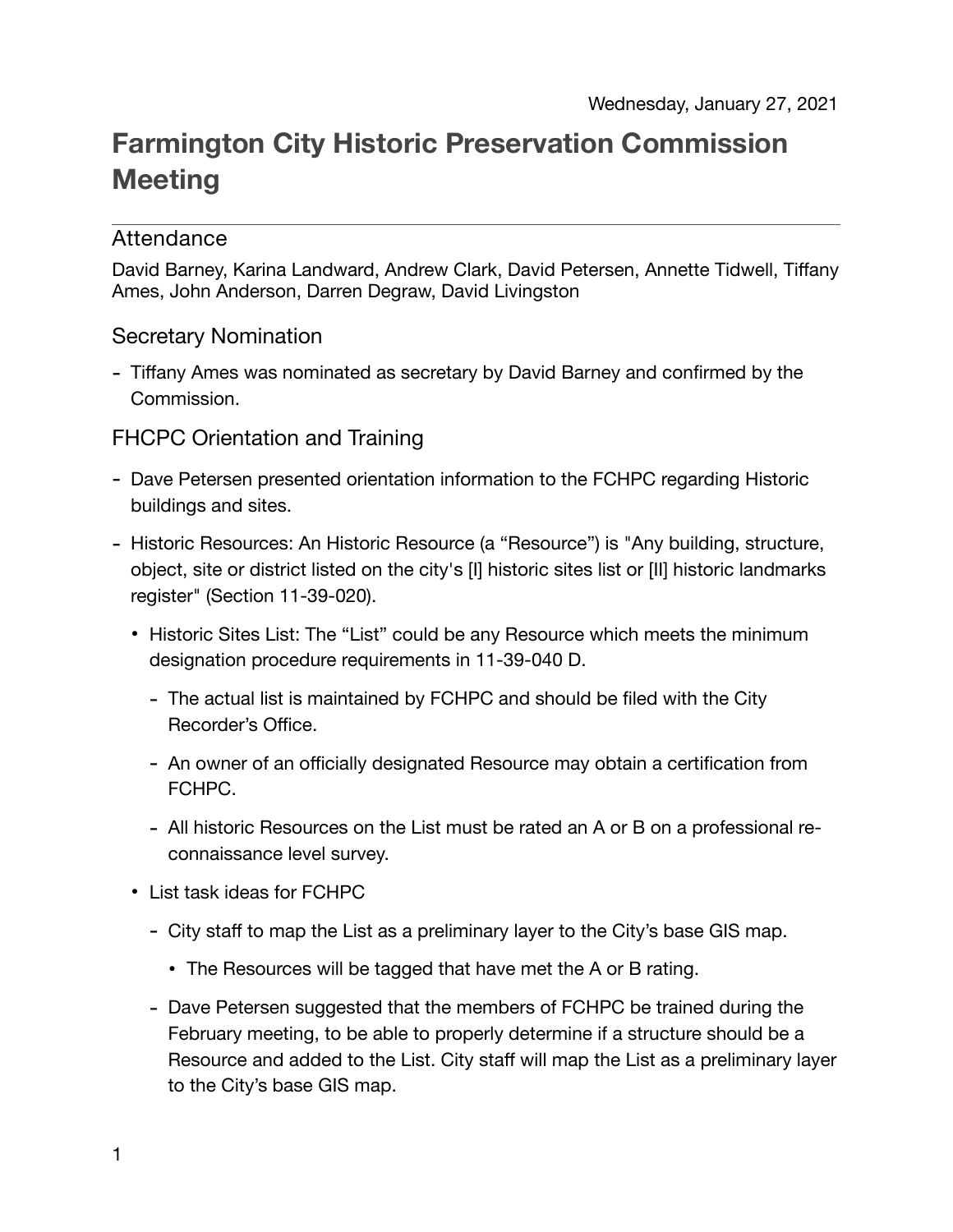Wednesday, January 27, 2021

# Farmington City Historic Preservation Commission Meeting

## Attendance

David Barney, Karina Landward, Andrew Clark, David Petersen, Annette Tidwell, Tiffany Ames, John Anderson, Darren Degraw, David Livingston

## Secretary Nomination

- Tiffany Ames was nominated as secretary by David Barney and confirmed by the Commission.

## FHCPC Orientation and Training

- Dave Petersen presented orientation information to the FCHPC regarding Historic buildings and sites.
- Historic Resources: An Historic Resource (a "Resource") is "Any building, structure, object, site or district listed on the city's [I] historic sites list or [II] historic landmarks register" (Section 11-39-020).
  - Historic Sites List: The "List" could be any Resource which meets the minimum designation procedure requirements in 11-39-040 D.
    - The actual list is maintained by FCHPC and should be filed with the City Recorder's Office.
    - An owner of an officially designated Resource may obtain a certification from FCHPC.
    - All historic Resources on the List must be rated an A or B on a professional re-connaissance level survey.
  - List task ideas for FCHPC
    - City staff to map the List as a preliminary layer to the City's base GIS map.
      - The Resources will be tagged that have met the A or B rating.
    - Dave Petersen suggested that the members of FCHPC be trained during the February meeting, to be able to properly determine if a structure should be a Resource and added to the List. City staff will map the List as a preliminary layer to the City's base GIS map.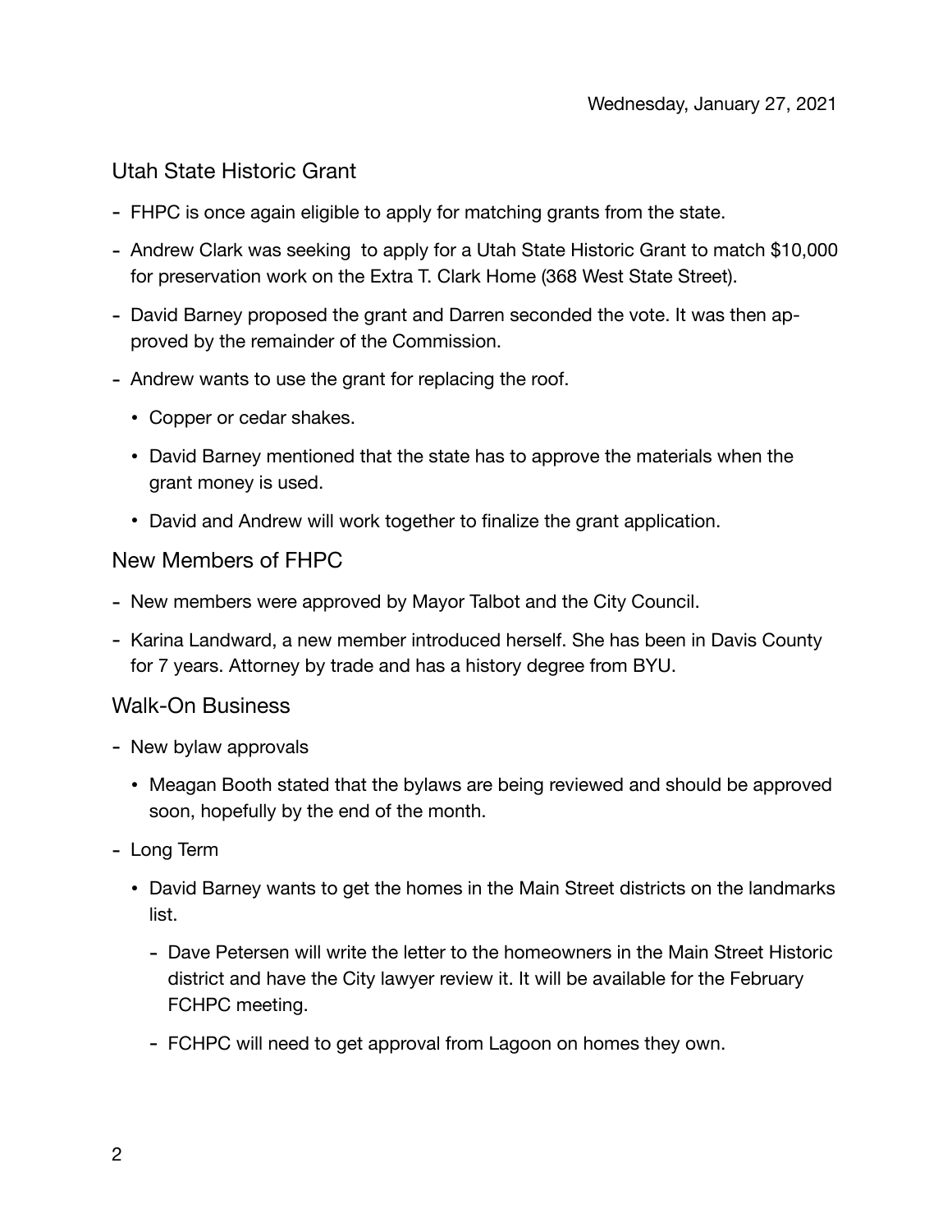Wednesday, January 27, 2021

## Utah State Historic Grant

- FHPC is once again eligible to apply for matching grants from the state.
- Andrew Clark was seeking  to apply for a Utah State Historic Grant to match $10,000 for preservation work on the Extra T. Clark Home (368 West State Street).
- David Barney proposed the grant and Darren seconded the vote. It was then approved by the remainder of the Commission.
- Andrew wants to use the grant for replacing the roof.
    - Copper or cedar shakes.
    - David Barney mentioned that the state has to approve the materials when the grant money is used.
    - David and Andrew will work together to finalize the grant application.

## New Members of FHPC

- New members were approved by Mayor Talbot and the City Council.
- Karina Landward, a new member introduced herself. She has been in Davis County for 7 years. Attorney by trade and has a history degree from BYU.

## Walk-On Business

- New bylaw approvals
    - Meagan Booth stated that the bylaws are being reviewed and should be approved soon, hopefully by the end of the month.
- Long Term
    - David Barney wants to get the homes in the Main Street districts on the landmarks list.
        - Dave Petersen will write the letter to the homeowners in the Main Street Historic district and have the City lawyer review it. It will be available for the February FCHPC meeting.
        - FCHPC will need to get approval from Lagoon on homes they own.